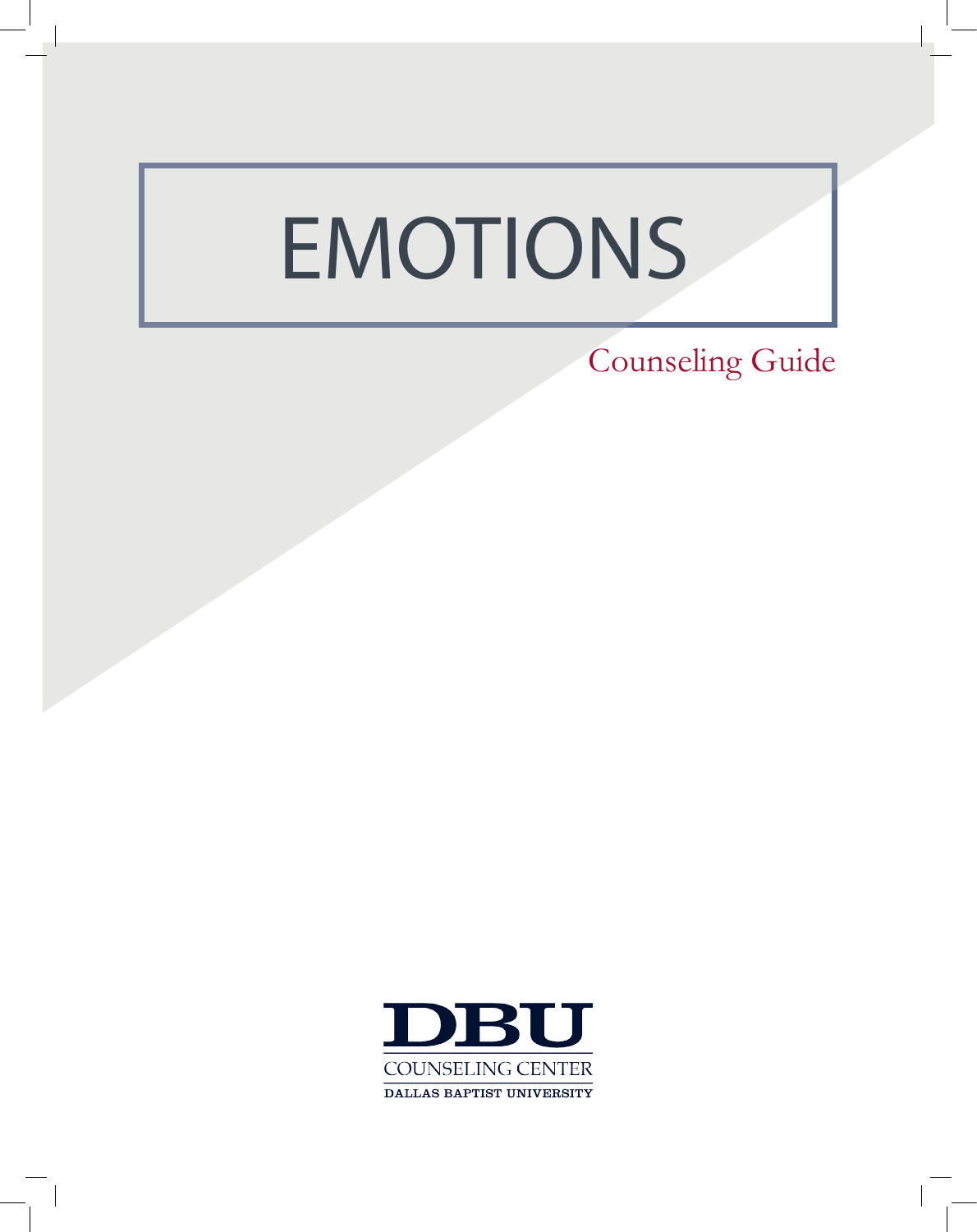# EMOTIONS

## Counseling Guide

DBU

COUNSELING CENTER

DALLAS BAPTIST UNIVERSITY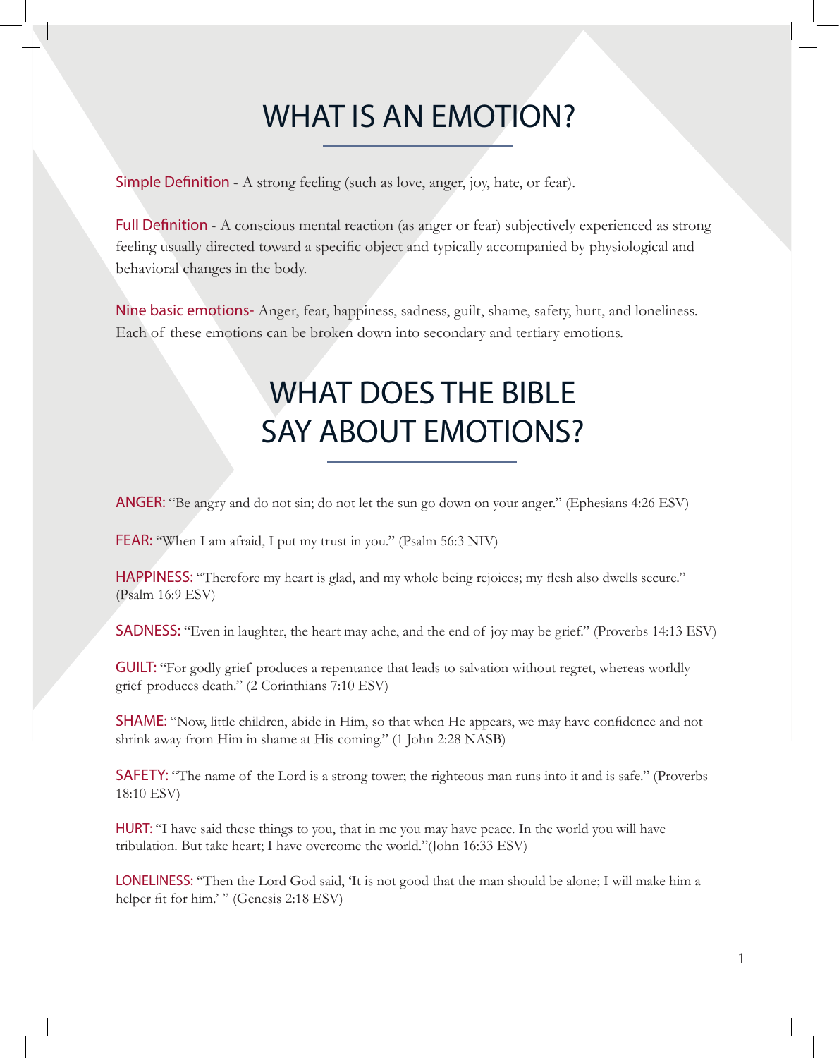# WHAT IS AN EMOTION?

Simple Definition - A strong feeling (such as love, anger, joy, hate, or fear).

Full Definition - A conscious mental reaction (as anger or fear) subjectively experienced as strong feeling usually directed toward a specific object and typically accompanied by physiological and behavioral changes in the body.

Nine basic emotions- Anger, fear, happiness, sadness, guilt, shame, safety, hurt, and loneliness. Each of these emotions can be broken down into secondary and tertiary emotions.

# WHAT DOES THE BIBLE SAY ABOUT EMOTIONS?

ANGER: "Be angry and do not sin; do not let the sun go down on your anger." (Ephesians 4:26 ESV)

FEAR: "When I am afraid, I put my trust in you." (Psalm 56:3 NIV)

HAPPINESS: "Therefore my heart is glad, and my whole being rejoices; my flesh also dwells secure." (Psalm 16:9 ESV)

SADNESS: "Even in laughter, the heart may ache, and the end of joy may be grief." (Proverbs 14:13 ESV)

GUILT: "For godly grief produces a repentance that leads to salvation without regret, whereas worldly grief produces death." (2 Corinthians 7:10 ESV)

SHAME: "Now, little children, abide in Him, so that when He appears, we may have confidence and not shrink away from Him in shame at His coming." (1 John 2:28 NASB)

SAFETY: "The name of the Lord is a strong tower; the righteous man runs into it and is safe." (Proverbs 18:10 ESV)

HURT: "I have said these things to you, that in me you may have peace. In the world you will have tribulation. But take heart; I have overcome the world."(John 16:33 ESV)

LONELINESS: "Then the Lord God said, 'It is not good that the man should be alone; I will make him a helper fit for him.' " (Genesis 2:18 ESV)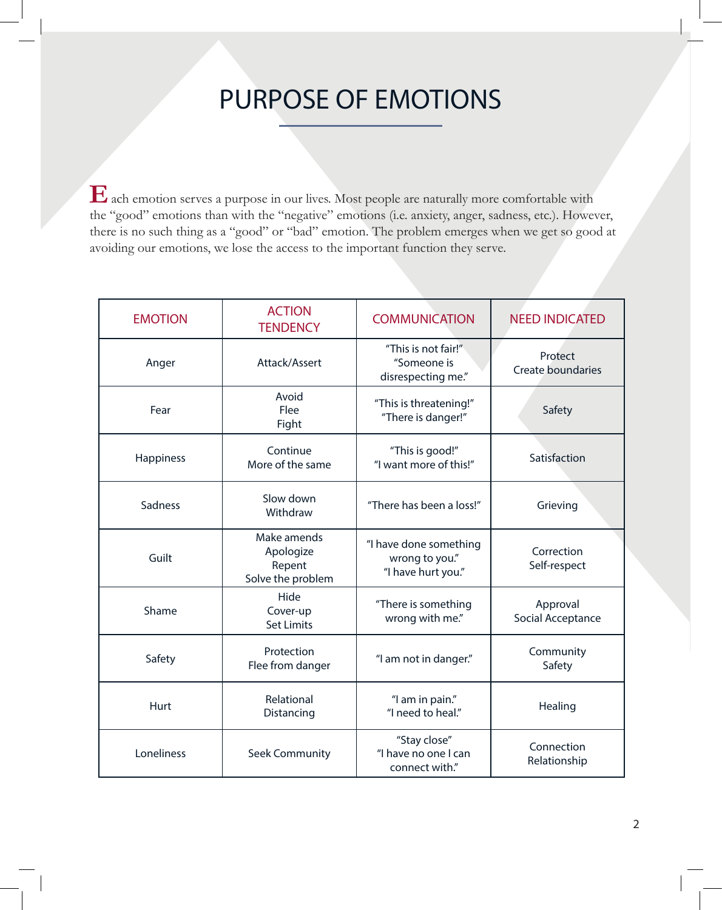# PURPOSE OF EMOTIONS

Each emotion serves a purpose in our lives. Most people are naturally more comfortable with the "good" emotions than with the "negative" emotions (i.e. anxiety, anger, sadness, etc.). However, there is no such thing as a "good" or "bad" emotion. The problem emerges when we get so good at avoiding our emotions, we lose the access to the important function they serve.

| EMOTION | ACTION TENDENCY | COMMUNICATION | NEED INDICATED |
|---|---|---|---|
| Anger | Attack/Assert | "This is not fair!" "Someone is disrespecting me." | Protect Create boundaries |
| Fear | Avoid Flee Fight | "This is threatening!" "There is danger!" | Safety |
| Happiness | Continue More of the same | "This is good!" "I want more of this!" | Satisfaction |
| Sadness | Slow down Withdraw | "There has been a loss!" | Grieving |
| Guilt | Make amends Apologize Repent Solve the problem | "I have done something wrong to you." "I have hurt you." | Correction Self-respect |
| Shame | Hide Cover-up Set Limits | "There is something wrong with me." | Approval Social Acceptance |
| Safety | Protection Flee from danger | "I am not in danger." | Community Safety |
| Hurt | Relational Distancing | "I am in pain." "I need to heal." | Healing |
| Loneliness | Seek Community | "Stay close" "I have no one I can connect with." | Connection Relationship |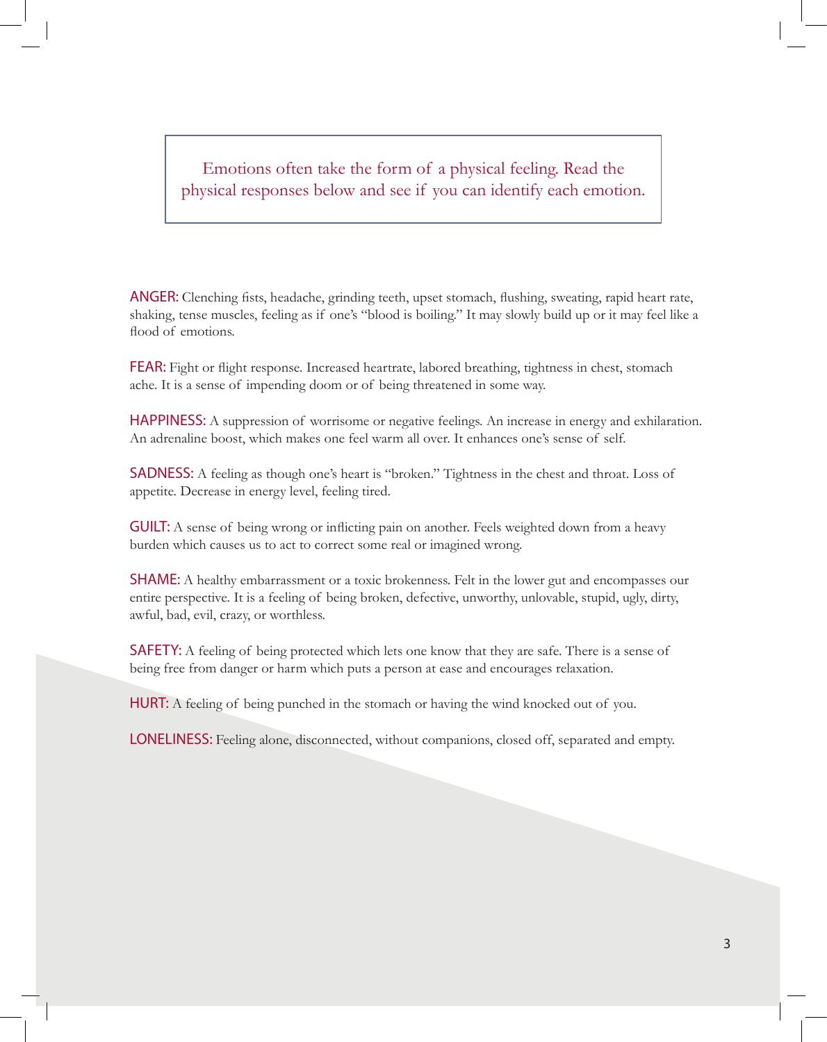Emotions often take the form of a physical feeling. Read the physical responses below and see if you can identify each emotion.

**ANGER:** Clenching fists, headache, grinding teeth, upset stomach, flushing, sweating, rapid heart rate, shaking, tense muscles, feeling as if one's "blood is boiling." It may slowly build up or it may feel like a flood of emotions.

**FEAR:** Fight or flight response. Increased heartrate, labored breathing, tightness in chest, stomach ache. It is a sense of impending doom or of being threatened in some way.

**HAPPINESS:** A suppression of worrisome or negative feelings. An increase in energy and exhilaration. An adrenaline boost, which makes one feel warm all over. It enhances one's sense of self.

**SADNESS:** A feeling as though one's heart is "broken." Tightness in the chest and throat. Loss of appetite. Decrease in energy level, feeling tired.

**GUILT:** A sense of being wrong or inflicting pain on another. Feels weighted down from a heavy burden which causes us to act to correct some real or imagined wrong.

**SHAME:** A healthy embarrassment or a toxic brokenness. Felt in the lower gut and encompasses our entire perspective. It is a feeling of being broken, defective, unworthy, unlovable, stupid, ugly, dirty, awful, bad, evil, crazy, or worthless.

**SAFETY:** A feeling of being protected which lets one know that they are safe. There is a sense of being free from danger or harm which puts a person at ease and encourages relaxation.

**HURT:** A feeling of being punched in the stomach or having the wind knocked out of you.

**LONELINESS:** Feeling alone, disconnected, without companions, closed off, separated and empty.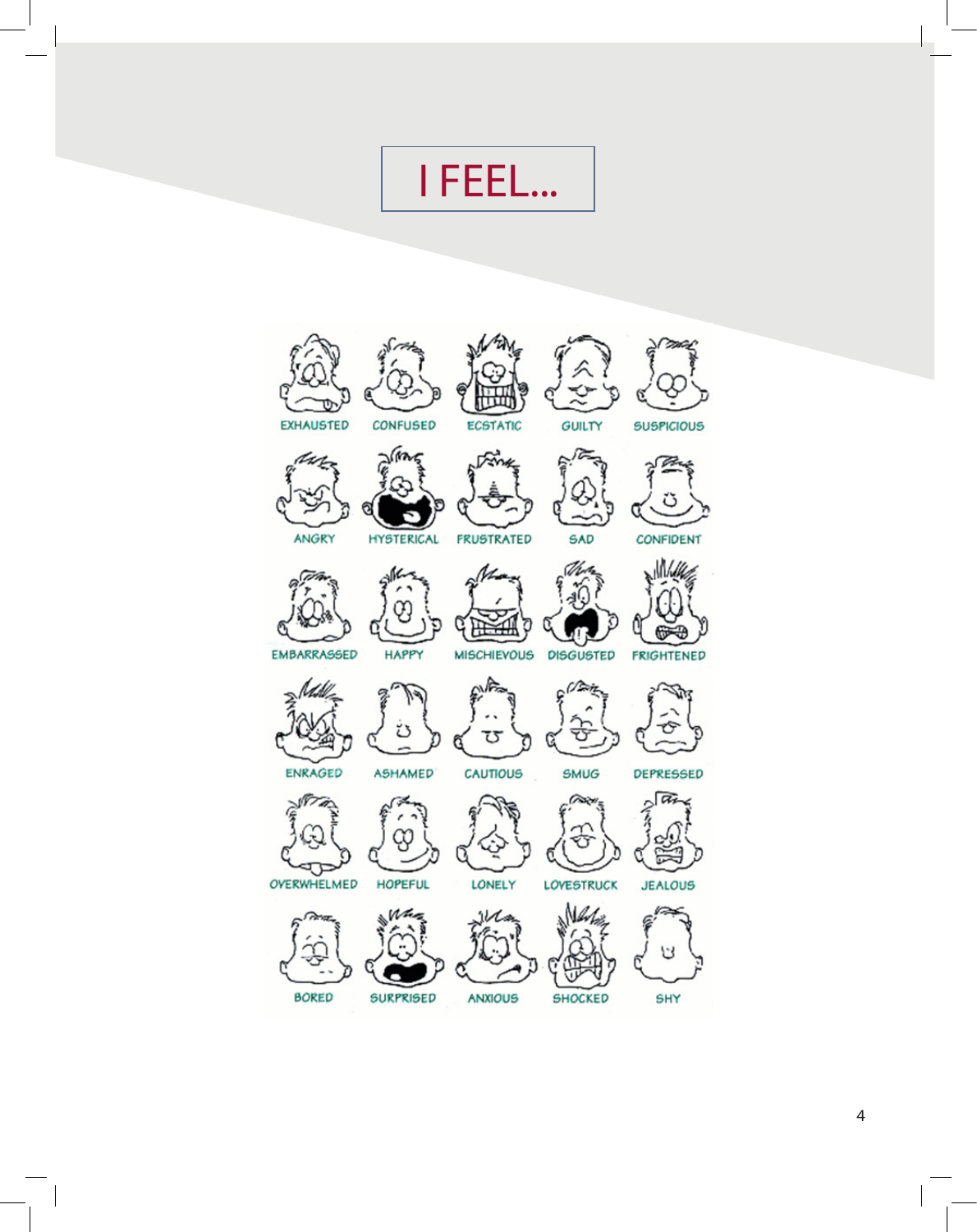# I FEEL...

| | | | | |
|---|---|---|---|---|
| EXHAUSTED | CONFUSED | ECSTATIC | GUILTY | SUSPICIOUS |
| ANGRY | HYSTERICAL | FRUSTRATED | SAD | CONFIDENT |
| EMBARRASSED | HAPPY | MISCHIEVOUS | DISGUSTED | FRIGHTENED |
| ENRAGED | ASHAMED | CAUTIOUS | SMUG | DEPRESSED |
| OVERWHELMED | HOPEFUL | LONELY | LOVESTRUCK | JEALOUS |
| BORED | SURPRISED | ANXIOUS | SHOCKED | SHY |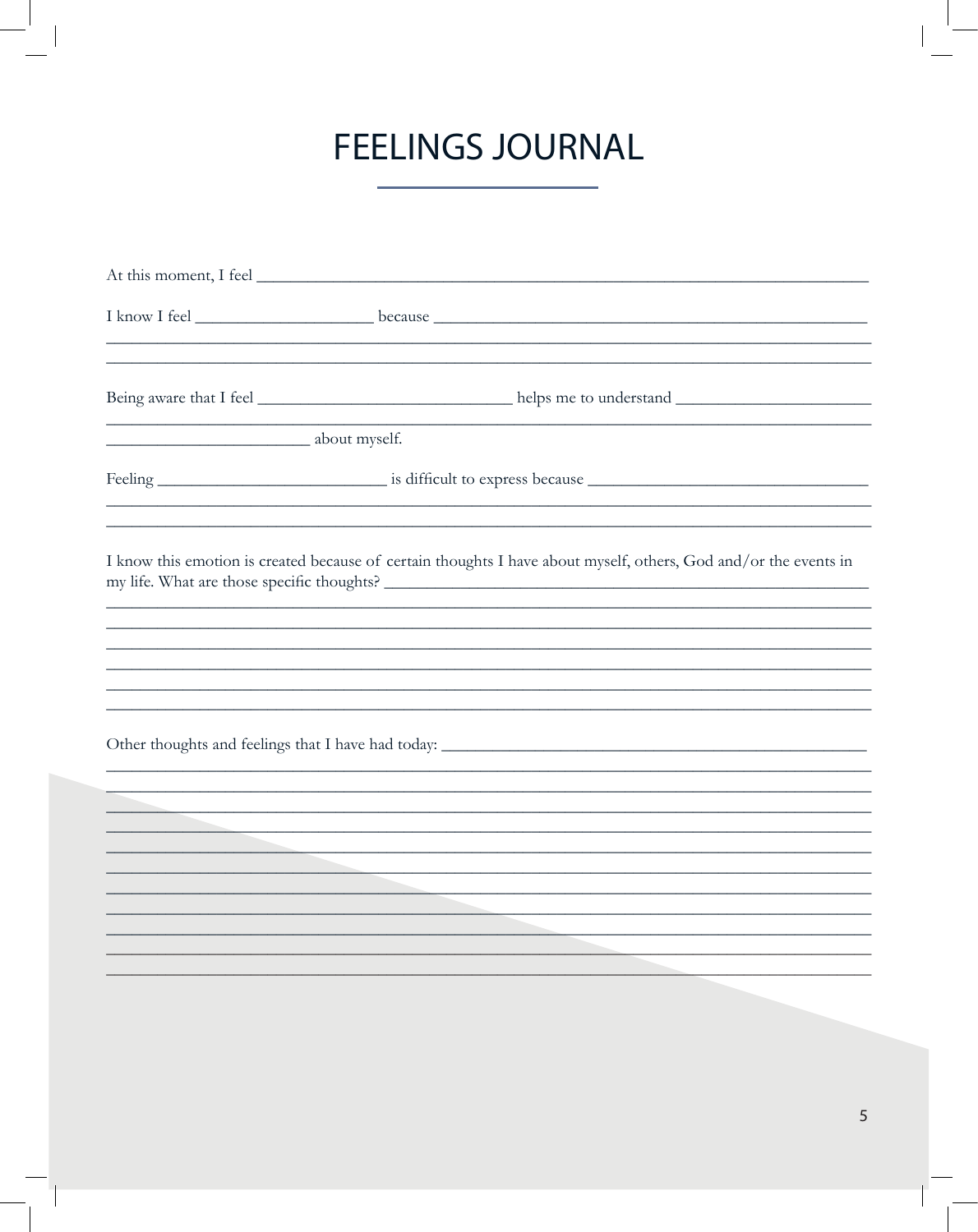# FEELINGS JOURNAL

At this moment, I feel ___________________________________________________________________________

I know I feel _____________________ because _______________________________________________________
__________________________________________________________________________________________
__________________________________________________________________________________________

Being aware that I feel ______________________________ helps me to understand _______________________
__________________________________________________________________________________________
________________________ about myself.

Feeling ___________________________ is difficult to express because _________________________________
__________________________________________________________________________________________
__________________________________________________________________________________________

I know this emotion is created because of certain thoughts I have about myself, others, God and/or the events in my life. What are those specific thoughts? ____________________________________________________________
__________________________________________________________________________________________
__________________________________________________________________________________________
__________________________________________________________________________________________
__________________________________________________________________________________________
__________________________________________________________________________________________
__________________________________________________________________________________________

Other thoughts and feelings that I have had today: ___________________________________________________
__________________________________________________________________________________________
__________________________________________________________________________________________
__________________________________________________________________________________________
__________________________________________________________________________________________
__________________________________________________________________________________________
__________________________________________________________________________________________
__________________________________________________________________________________________
__________________________________________________________________________________________
__________________________________________________________________________________________
__________________________________________________________________________________________
__________________________________________________________________________________________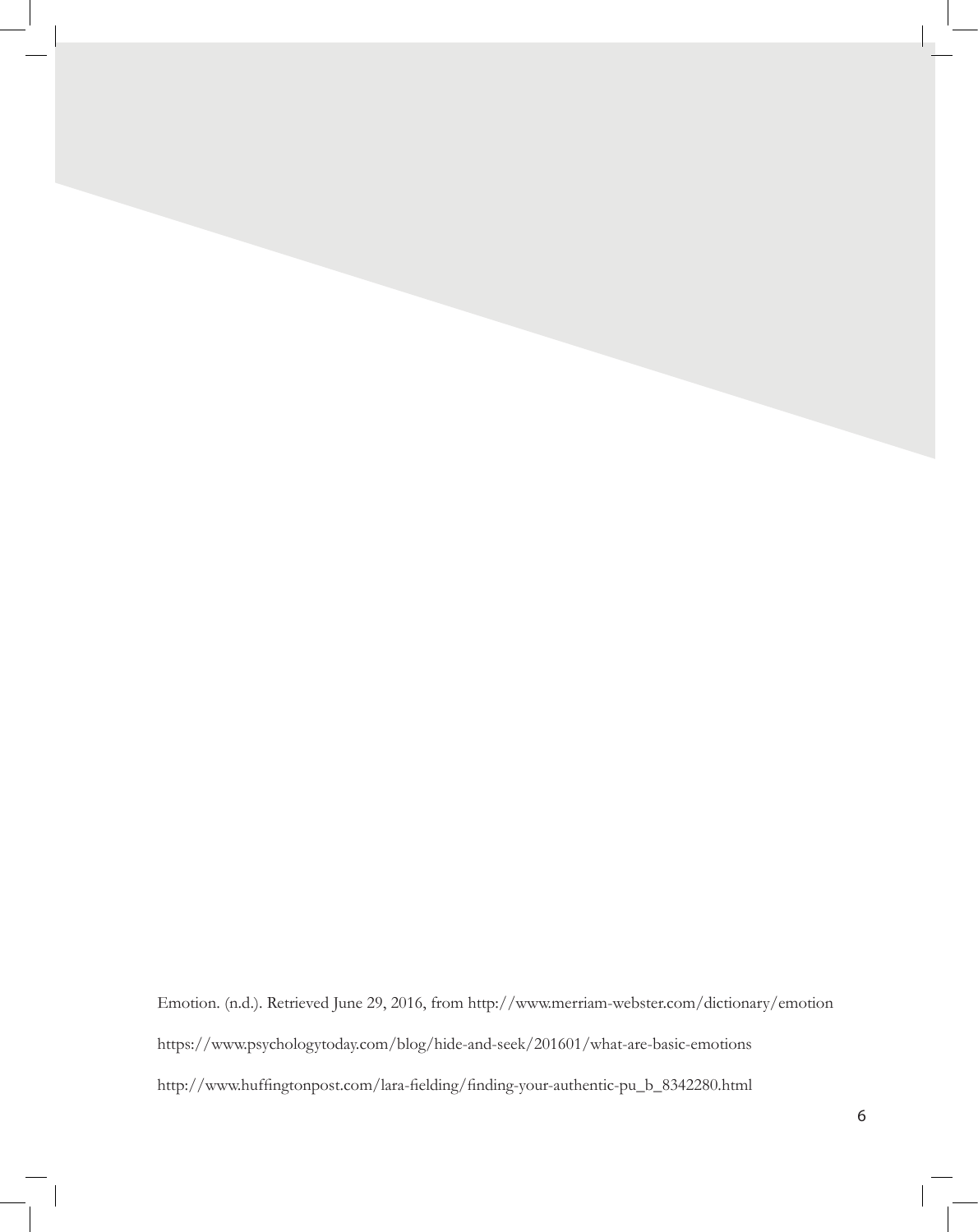Emotion. (n.d.). Retrieved June 29, 2016, from http://www.merriam-webster.com/dictionary/emotion

https://www.psychologytoday.com/blog/hide-and-seek/201601/what-are-basic-emotions

http://www.huffingtonpost.com/lara-fielding/finding-your-authentic-pu_b_8342280.html